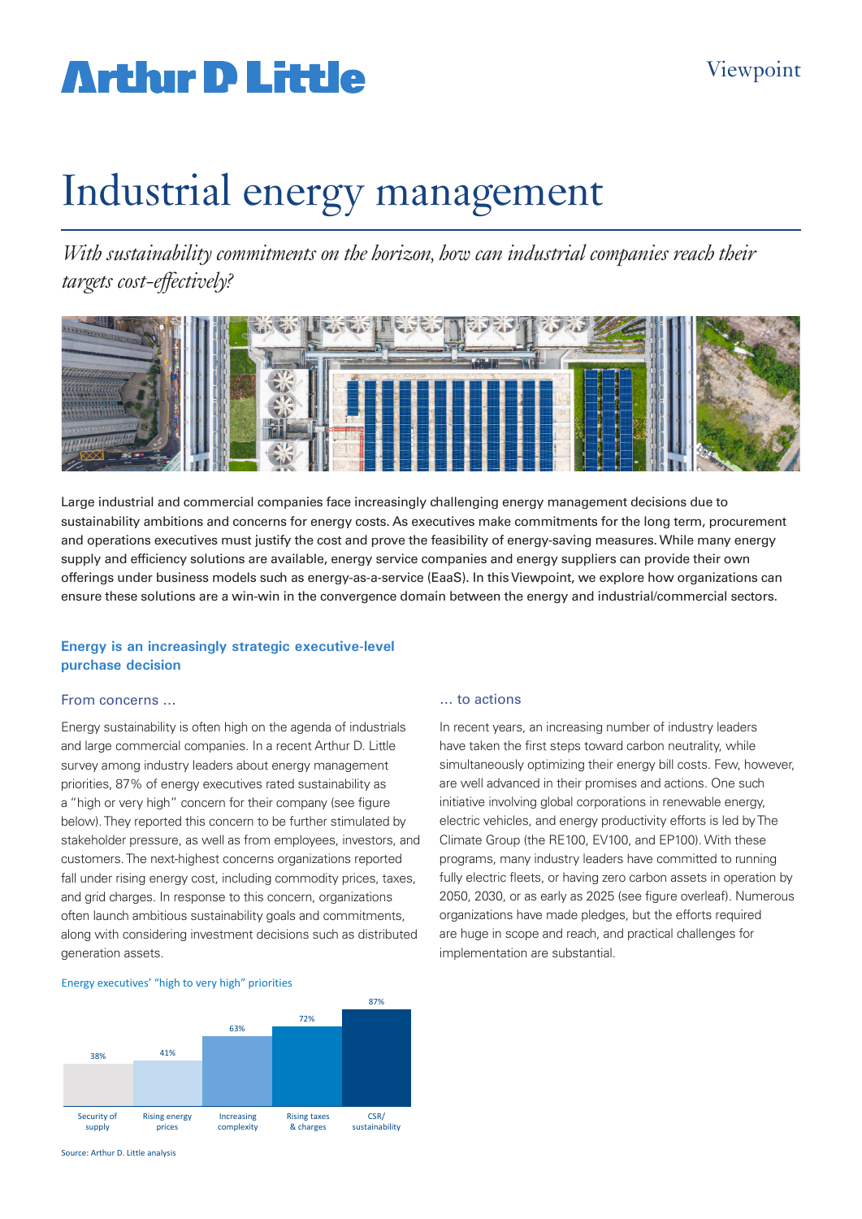Arthur D Little

Viewpoint

# Industrial energy management

*With sustainability commitments on the horizon, how can industrial companies reach their targets cost-effectively?*

Large industrial and commercial companies face increasingly challenging energy management decisions due to sustainability ambitions and concerns for energy costs. As executives make commitments for the long term, procurement and operations executives must justify the cost and prove the feasibility of energy-saving measures. While many energy supply and efficiency solutions are available, energy service companies and energy suppliers can provide their own offerings under business models such as energy-as-a-service (EaaS). In this Viewpoint, we explore how organizations can ensure these solutions are a win-win in the convergence domain between the energy and industrial/commercial sectors.

## Energy is an increasingly strategic executive-level purchase decision

### From concerns ...

Energy sustainability is often high on the agenda of industrials and large commercial companies. In a recent Arthur D. Little survey among industry leaders about energy management priorities, 87% of energy executives rated sustainability as a "high or very high" concern for their company (see figure below). They reported this concern to be further stimulated by stakeholder pressure, as well as from employees, investors, and customers. The next-highest concerns organizations reported fall under rising energy cost, including commodity prices, taxes, and grid charges. In response to this concern, organizations often launch ambitious sustainability goals and commitments, along with considering investment decisions such as distributed generation assets.

Energy executives' "high to very high" priorities

| Security of supply | Rising energy prices | Increasing complexity | Rising taxes & charges | CSR/ sustainability |
|---|---|---|---|---|
| 38% | 41% | 63% | 72% | 87% |

Source: Arthur D. Little analysis

### ... to actions

In recent years, an increasing number of industry leaders have taken the first steps toward carbon neutrality, while simultaneously optimizing their energy bill costs. Few, however, are well advanced in their promises and actions. One such initiative involving global corporations in renewable energy, electric vehicles, and energy productivity efforts is led by The Climate Group (the RE100, EV100, and EP100). With these programs, many industry leaders have committed to running fully electric fleets, or having zero carbon assets in operation by 2050, 2030, or as early as 2025 (see figure overleaf). Numerous organizations have made pledges, but the efforts required are huge in scope and reach, and practical challenges for implementation are substantial.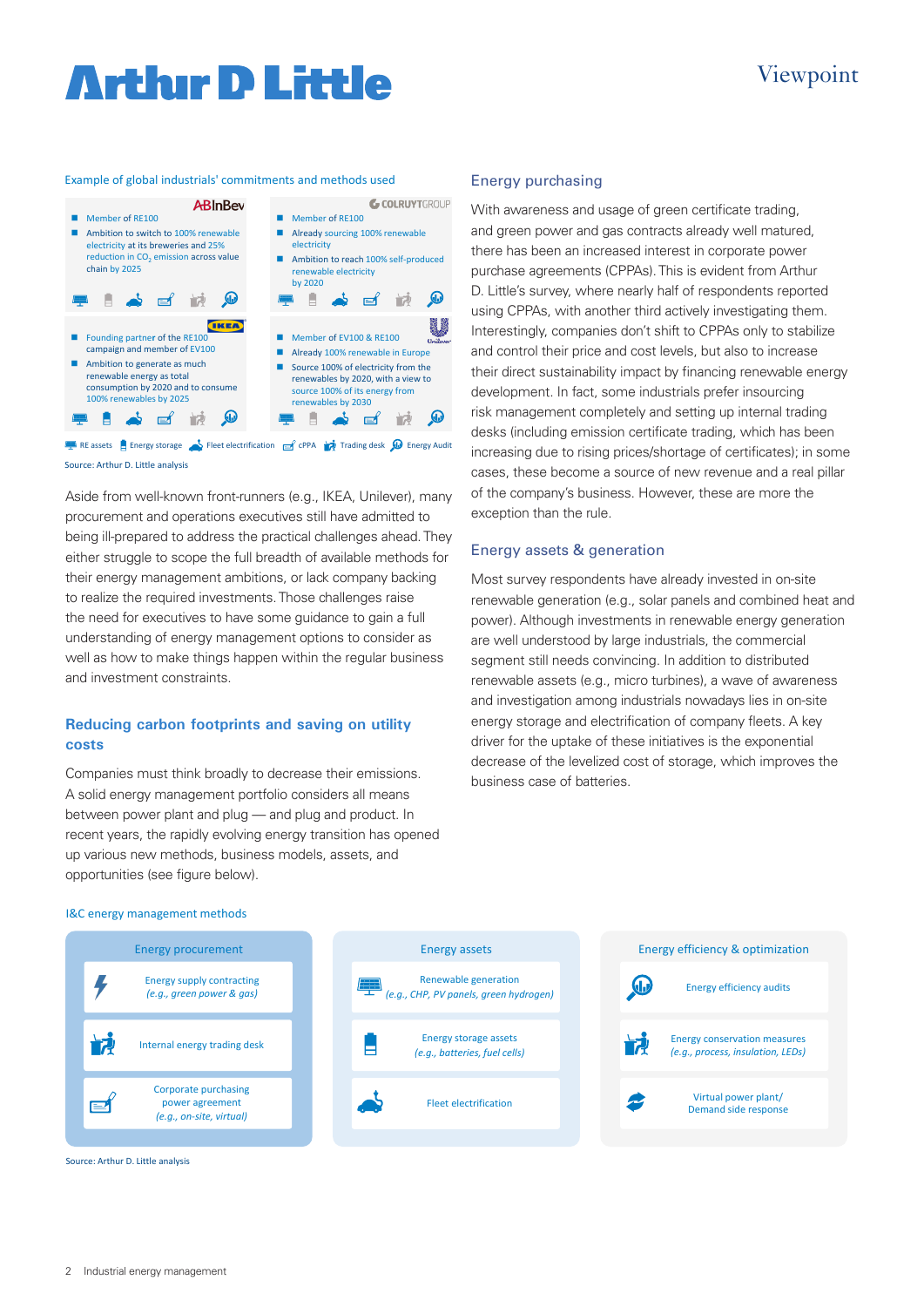Example of global industrials' commitments and methods used

**AB InBev**
- Member of RE100
- Ambition to switch to 100% renewable electricity at its breweries and 25% reduction in $CO_2$ emission across value chain by 2025

**Colruyt Group**
- Member of RE100
- Already sourcing 100% renewable electricity
- Ambition to reach 100% self-produced renewable electricity by 2020

**IKEA**
- Founding partner of the RE100 campaign and member of EV100
- Ambition to generate as much renewable energy as total consumption by 2020 and to consume 100% renewables by 2025

**Unilever**
- Member of EV100 & RE100
- Already 100% renewable in Europe
- Source 100% of electricity from the renewables by 2020, with a view to source 100% of its energy from renewables by 2030

RE assets | Energy storage | Fleet electrification | cPPA | Trading desk | Energy Audit

Source: Arthur D. Little analysis

Aside from well-known front-runners (e.g., IKEA, Unilever), many procurement and operations executives still have admitted to being ill-prepared to address the practical challenges ahead. They either struggle to scope the full breadth of available methods for their energy management ambitions, or lack company backing to realize the required investments. Those challenges raise the need for executives to have some guidance to gain a full understanding of energy management options to consider as well as how to make things happen within the regular business and investment constraints.

## Reducing carbon footprints and saving on utility costs

Companies must think broadly to decrease their emissions. A solid energy management portfolio considers all means between power plant and plug — and plug and product. In recent years, the rapidly evolving energy transition has opened up various new methods, business models, assets, and opportunities (see figure below).

### Energy purchasing

With awareness and usage of green certificate trading, and green power and gas contracts already well matured, there has been an increased interest in corporate power purchase agreements (CPPAs). This is evident from Arthur D. Little's survey, where nearly half of respondents reported using CPPAs, with another third actively investigating them. Interestingly, companies don't shift to CPPAs only to stabilize and control their price and cost levels, but also to increase their direct sustainability impact by financing renewable energy development. In fact, some industrials prefer insourcing risk management completely and setting up internal trading desks (including emission certificate trading, which has been increasing due to rising prices/shortage of certificates); in some cases, these become a source of new revenue and a real pillar of the company's business. However, these are more the exception than the rule.

### Energy assets & generation

Most survey respondents have already invested in on-site renewable generation (e.g., solar panels and combined heat and power). Although investments in renewable energy generation are well understood by large industrials, the commercial segment still needs convincing. In addition to distributed renewable assets (e.g., micro turbines), a wave of awareness and investigation among industrials nowadays lies in on-site energy storage and electrification of company fleets. A key driver for the uptake of these initiatives is the exponential decrease of the levelized cost of storage, which improves the business case of batteries.

I&C energy management methods

| Energy procurement | Energy assets | Energy efficiency & optimization |
|---|---|---|
| Energy supply contracting *(e.g., green power & gas)* | Renewable generation *(e.g., CHP, PV panels, green hydrogen)* | Energy efficiency audits |
| Internal energy trading desk | Energy storage assets *(e.g., batteries, fuel cells)* | Energy conservation measures *(e.g., process, insulation, LEDs)* |
| Corporate purchasing power agreement *(e.g., on-site, virtual)* | Fleet electrification | Virtual power plant/ Demand side response |

Source: Arthur D. Little analysis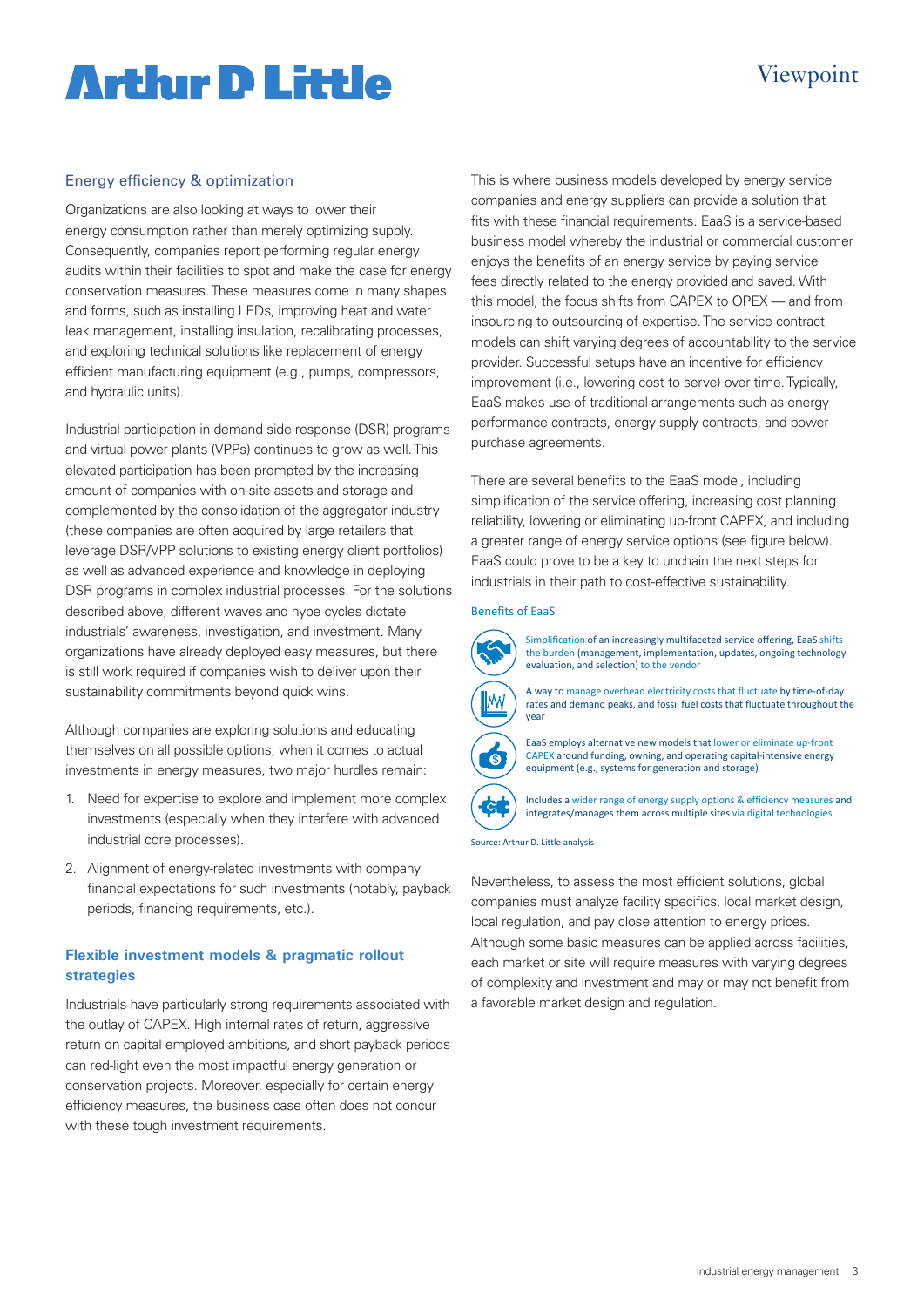## Energy efficiency & optimization

Organizations are also looking at ways to lower their energy consumption rather than merely optimizing supply. Consequently, companies report performing regular energy audits within their facilities to spot and make the case for energy conservation measures. These measures come in many shapes and forms, such as installing LEDs, improving heat and water leak management, installing insulation, recalibrating processes, and exploring technical solutions like replacement of energy efficient manufacturing equipment (e.g., pumps, compressors, and hydraulic units).

Industrial participation in demand side response (DSR) programs and virtual power plants (VPPs) continues to grow as well. This elevated participation has been prompted by the increasing amount of companies with on-site assets and storage and complemented by the consolidation of the aggregator industry (these companies are often acquired by large retailers that leverage DSR/VPP solutions to existing energy client portfolios) as well as advanced experience and knowledge in deploying DSR programs in complex industrial processes. For the solutions described above, different waves and hype cycles dictate industrials' awareness, investigation, and investment. Many organizations have already deployed easy measures, but there is still work required if companies wish to deliver upon their sustainability commitments beyond quick wins.

Although companies are exploring solutions and educating themselves on all possible options, when it comes to actual investments in energy measures, two major hurdles remain:

1. Need for expertise to explore and implement more complex investments (especially when they interfere with advanced industrial core processes).
2. Alignment of energy-related investments with company financial expectations for such investments (notably, payback periods, financing requirements, etc.).

## Flexible investment models & pragmatic rollout strategies

Industrials have particularly strong requirements associated with the outlay of CAPEX. High internal rates of return, aggressive return on capital employed ambitions, and short payback periods can red-light even the most impactful energy generation or conservation projects. Moreover, especially for certain energy efficiency measures, the business case often does not concur with these tough investment requirements.

This is where business models developed by energy service companies and energy suppliers can provide a solution that fits with these financial requirements. EaaS is a service-based business model whereby the industrial or commercial customer enjoys the benefits of an energy service by paying service fees directly related to the energy provided and saved. With this model, the focus shifts from CAPEX to OPEX — and from insourcing to outsourcing of expertise. The service contract models can shift varying degrees of accountability to the service provider. Successful setups have an incentive for efficiency improvement (i.e., lowering cost to serve) over time. Typically, EaaS makes use of traditional arrangements such as energy performance contracts, energy supply contracts, and power purchase agreements.

There are several benefits to the EaaS model, including simplification of the service offering, increasing cost planning reliability, lowering or eliminating up-front CAPEX, and including a greater range of energy service options (see figure below). EaaS could prove to be a key to unchain the next steps for industrials in their path to cost-effective sustainability.

**Benefits of EaaS**

- Simplification of an increasingly multifaceted service offering, EaaS shifts the burden (management, implementation, updates, ongoing technology evaluation, and selection) to the vendor
- A way to manage overhead electricity costs that fluctuate by time-of-day rates and demand peaks, and fossil fuel costs that fluctuate throughout the year
- EaaS employs alternative new models that lower or eliminate up-front CAPEX around funding, owning, and operating capital-intensive energy equipment (e.g., systems for generation and storage)
- Includes a wider range of energy supply options & efficiency measures and integrates/manages them across multiple sites via digital technologies

Source: Arthur D. Little analysis

Nevertheless, to assess the most efficient solutions, global companies must analyze facility specifics, local market design, local regulation, and pay close attention to energy prices. Although some basic measures can be applied across facilities, each market or site will require measures with varying degrees of complexity and investment and may or may not benefit from a favorable market design and regulation.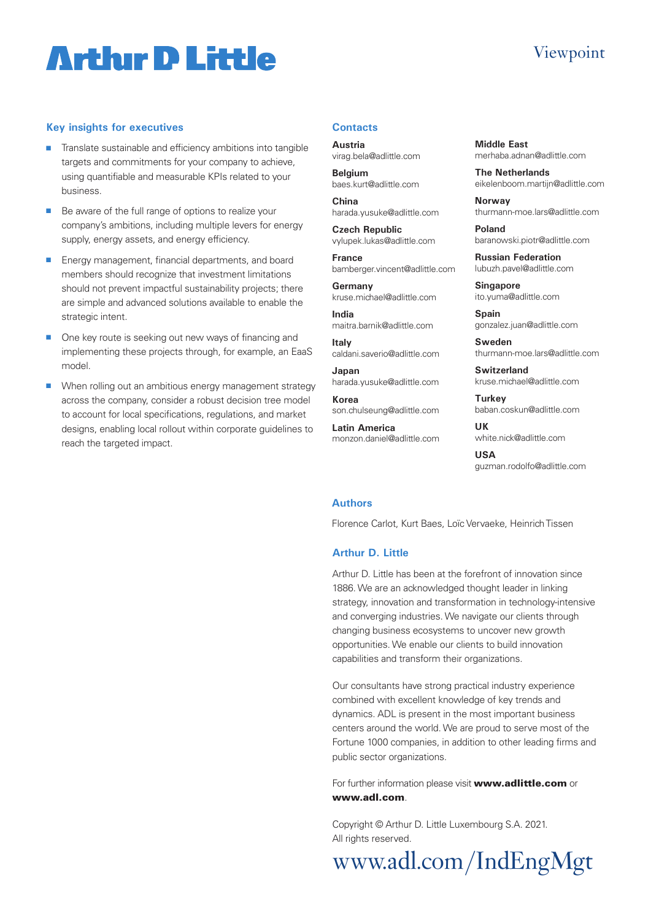# Arthur D Little

Viewpoint

## Key insights for executives

- Translate sustainable and efficiency ambitions into tangible targets and commitments for your company to achieve, using quantifiable and measurable KPIs related to your business.
- Be aware of the full range of options to realize your company's ambitions, including multiple levers for energy supply, energy assets, and energy efficiency.
- Energy management, financial departments, and board members should recognize that investment limitations should not prevent impactful sustainability projects; there are simple and advanced solutions available to enable the strategic intent.
- One key route is seeking out new ways of financing and implementing these projects through, for example, an EaaS model.
- When rolling out an ambitious energy management strategy across the company, consider a robust decision tree model to account for local specifications, regulations, and market designs, enabling local rollout within corporate guidelines to reach the targeted impact.

## Contacts

**Austria**
virag.bela@adlittle.com

**Belgium**
baes.kurt@adlittle.com

**China**
harada.yusuke@adlittle.com

**Czech Republic**
vylupek.lukas@adlittle.com

**France**
bamberger.vincent@adlittle.com

**Germany**
kruse.michael@adlittle.com

**India**
maitra.barnik@adlittle.com

**Italy**
caldani.saverio@adlittle.com

**Japan**
harada.yusuke@adlittle.com

**Korea**
son.chulseung@adlittle.com

**Latin America**
monzon.daniel@adlittle.com

**Middle East**
merhaba.adnan@adlittle.com

**The Netherlands**
eikelenboom.martijn@adlittle.com

**Norway**
thurmann-moe.lars@adlittle.com

**Poland**
baranowski.piotr@adlittle.com

**Russian Federation**
lubuzh.pavel@adlittle.com

**Singapore**
ito.yuma@adlittle.com

**Spain**
gonzalez.juan@adlittle.com

**Sweden**
thurmann-moe.lars@adlittle.com

**Switzerland**
kruse.michael@adlittle.com

**Turkey**
baban.coskun@adlittle.com

**UK**
white.nick@adlittle.com

**USA**
guzman.rodolfo@adlittle.com

## Authors

Florence Carlot, Kurt Baes, Loïc Vervaeke, Heinrich Tissen

## Arthur D. Little

Arthur D. Little has been at the forefront of innovation since 1886. We are an acknowledged thought leader in linking strategy, innovation and transformation in technology-intensive and converging industries. We navigate our clients through changing business ecosystems to uncover new growth opportunities. We enable our clients to build innovation capabilities and transform their organizations.

Our consultants have strong practical industry experience combined with excellent knowledge of key trends and dynamics. ADL is present in the most important business centers around the world. We are proud to serve most of the Fortune 1000 companies, in addition to other leading firms and public sector organizations.

For further information please visit **www.adlittle.com** or **www.adl.com**.

Copyright © Arthur D. Little Luxembourg S.A. 2021.
All rights reserved.

www.adl.com/IndEngMgt